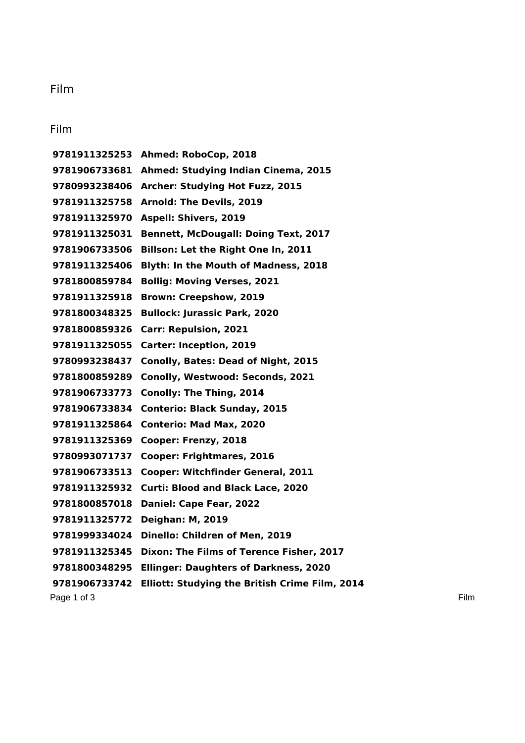# Film

## Film

**9781911325253 Ahmed: RoboCop, 2018**
**9781906733681 Ahmed: Studying Indian Cinema, 2015**
**9780993238406 Archer: Studying Hot Fuzz, 2015**
**9781911325758 Arnold: The Devils, 2019**
**9781911325970 Aspell: Shivers, 2019**
**9781911325031 Bennett, McDougall: Doing Text, 2017**
**9781906733506 Billson: Let the Right One In, 2011**
**9781911325406 Blyth: In the Mouth of Madness, 2018**
**9781800859784 Bollig: Moving Verses, 2021**
**9781911325918 Brown: Creepshow, 2019**
**9781800348325 Bullock: Jurassic Park, 2020**
**9781800859326 Carr: Repulsion, 2021**
**9781911325055 Carter: Inception, 2019**
**9780993238437 Conolly, Bates: Dead of Night, 2015**
**9781800859289 Conolly, Westwood: Seconds, 2021**
**9781906733773 Conolly: The Thing, 2014**
**9781906733834 Conterio: Black Sunday, 2015**
**9781911325864 Conterio: Mad Max, 2020**
**9781911325369 Cooper: Frenzy, 2018**
**9780993071737 Cooper: Frightmares, 2016**
**9781906733513 Cooper: Witchfinder General, 2011**
**9781911325932 Curti: Blood and Black Lace, 2020**
**9781800857018 Daniel: Cape Fear, 2022**
**9781911325772 Deighan: M, 2019**
**9781999334024 Dinello: Children of Men, 2019**
**9781911325345 Dixon: The Films of Terence Fisher, 2017**
**9781800348295 Ellinger: Daughters of Darkness, 2020**
**9781906733742 Elliott: Studying the British Crime Film, 2014**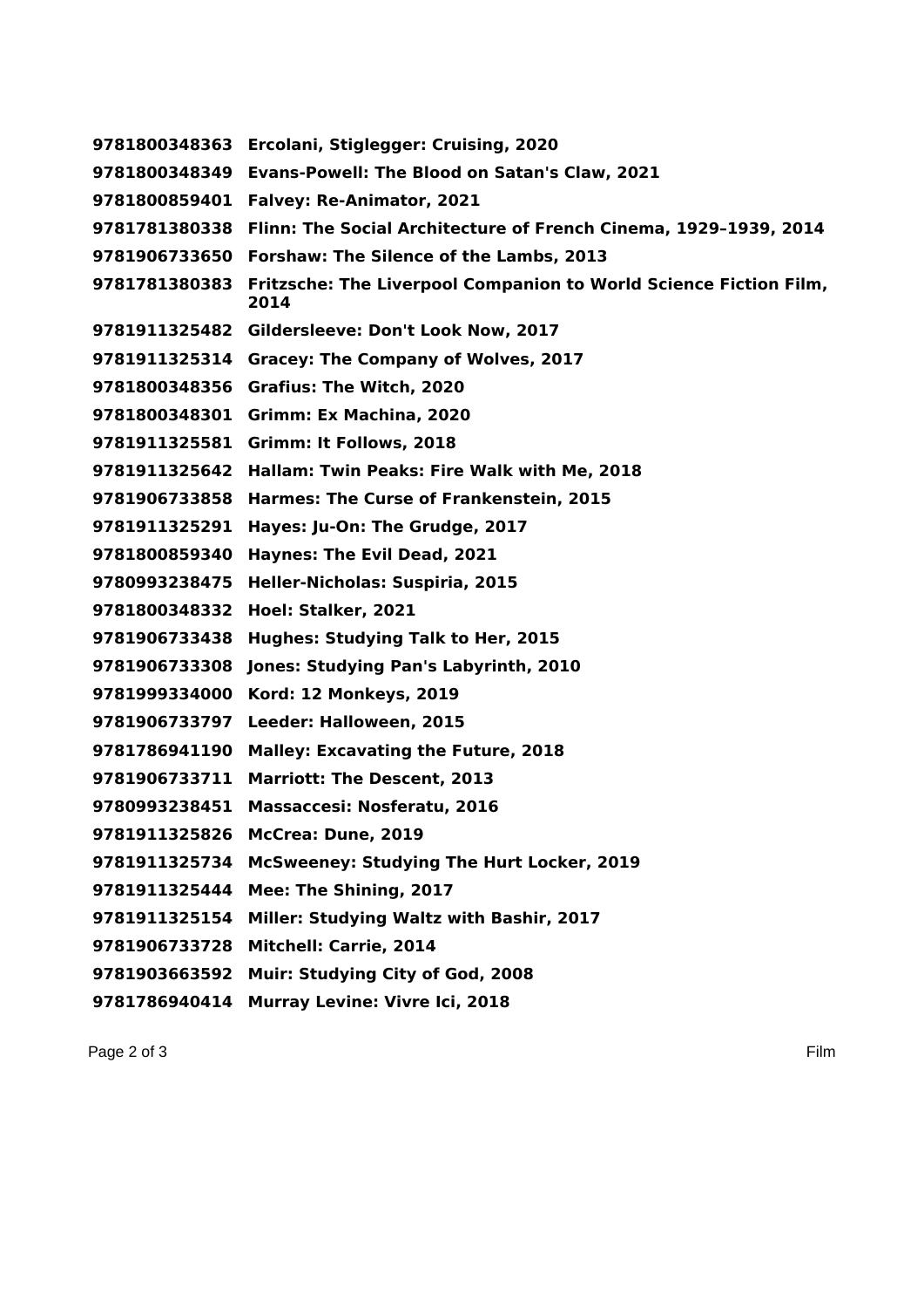**9781800348363 Ercolani, Stiglegger: Cruising, 2020**
**9781800348349 Evans-Powell: The Blood on Satan's Claw, 2021**
**9781800859401 Falvey: Re-Animator, 2021**
**9781781380338 Flinn: The Social Architecture of French Cinema, 1929–1939, 2014**
**9781906733650 Forshaw: The Silence of the Lambs, 2013**
**9781781380383 Fritzsche: The Liverpool Companion to World Science Fiction Film, 2014**
**9781911325482 Gildersleeve: Don't Look Now, 2017**
**9781911325314 Gracey: The Company of Wolves, 2017**
**9781800348356 Grafius: The Witch, 2020**
**9781800348301 Grimm: Ex Machina, 2020**
**9781911325581 Grimm: It Follows, 2018**
**9781911325642 Hallam: Twin Peaks: Fire Walk with Me, 2018**
**9781906733858 Harmes: The Curse of Frankenstein, 2015**
**9781911325291 Hayes: Ju-On: The Grudge, 2017**
**9781800859340 Haynes: The Evil Dead, 2021**
**9780993238475 Heller-Nicholas: Suspiria, 2015**
**9781800348332 Hoel: Stalker, 2021**
**9781906733438 Hughes: Studying Talk to Her, 2015**
**9781906733308 Jones: Studying Pan's Labyrinth, 2010**
**9781999334000 Kord: 12 Monkeys, 2019**
**9781906733797 Leeder: Halloween, 2015**
**9781786941190 Malley: Excavating the Future, 2018**
**9781906733711 Marriott: The Descent, 2013**
**9780993238451 Massaccesi: Nosferatu, 2016**
**9781911325826 McCrea: Dune, 2019**
**9781911325734 McSweeney: Studying The Hurt Locker, 2019**
**9781911325444 Mee: The Shining, 2017**
**9781911325154 Miller: Studying Waltz with Bashir, 2017**
**9781906733728 Mitchell: Carrie, 2014**
**9781903663592 Muir: Studying City of God, 2008**
**9781786940414 Murray Levine: Vivre Ici, 2018**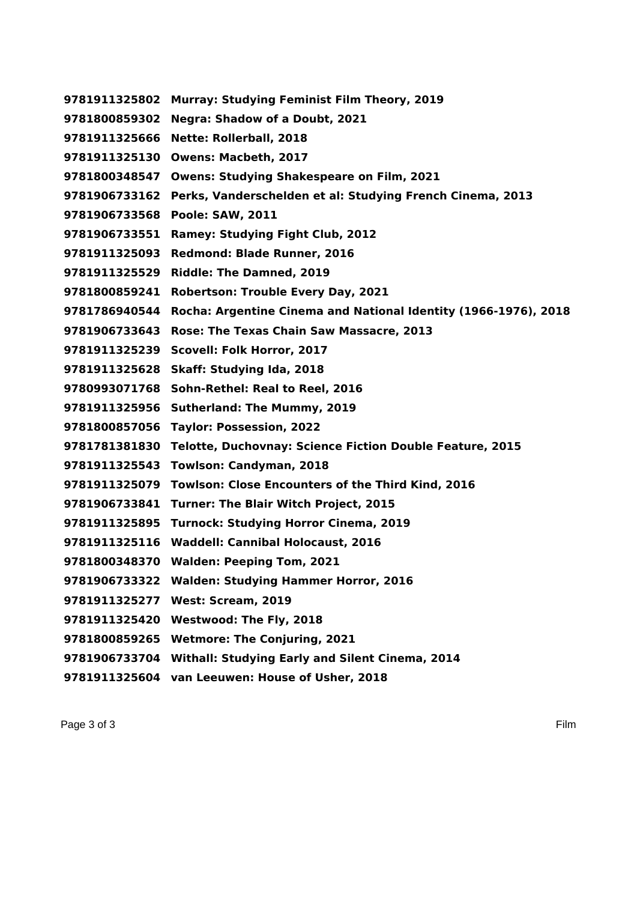**9781911325802 Murray: Studying Feminist Film Theory, 2019**
**9781800859302 Negra: Shadow of a Doubt, 2021**
**9781911325666 Nette: Rollerball, 2018**
**9781911325130 Owens: Macbeth, 2017**
**9781800348547 Owens: Studying Shakespeare on Film, 2021**
**9781906733162 Perks, Vanderschelden et al: Studying French Cinema, 2013**
**9781906733568 Poole: SAW, 2011**
**9781906733551 Ramey: Studying Fight Club, 2012**
**9781911325093 Redmond: Blade Runner, 2016**
**9781911325529 Riddle: The Damned, 2019**
**9781800859241 Robertson: Trouble Every Day, 2021**
**9781786940544 Rocha: Argentine Cinema and National Identity (1966-1976), 2018**
**9781906733643 Rose: The Texas Chain Saw Massacre, 2013**
**9781911325239 Scovell: Folk Horror, 2017**
**9781911325628 Skaff: Studying Ida, 2018**
**9780993071768 Sohn-Rethel: Real to Reel, 2016**
**9781911325956 Sutherland: The Mummy, 2019**
**9781800857056 Taylor: Possession, 2022**
**9781781381830 Telotte, Duchovnay: Science Fiction Double Feature, 2015**
**9781911325543 Towlson: Candyman, 2018**
**9781911325079 Towlson: Close Encounters of the Third Kind, 2016**
**9781906733841 Turner: The Blair Witch Project, 2015**
**9781911325895 Turnock: Studying Horror Cinema, 2019**
**9781911325116 Waddell: Cannibal Holocaust, 2016**
**9781800348370 Walden: Peeping Tom, 2021**
**9781906733322 Walden: Studying Hammer Horror, 2016**
**9781911325277 West: Scream, 2019**
**9781911325420 Westwood: The Fly, 2018**
**9781800859265 Wetmore: The Conjuring, 2021**
**9781906733704 Withall: Studying Early and Silent Cinema, 2014**
**9781911325604 van Leeuwen: House of Usher, 2018**